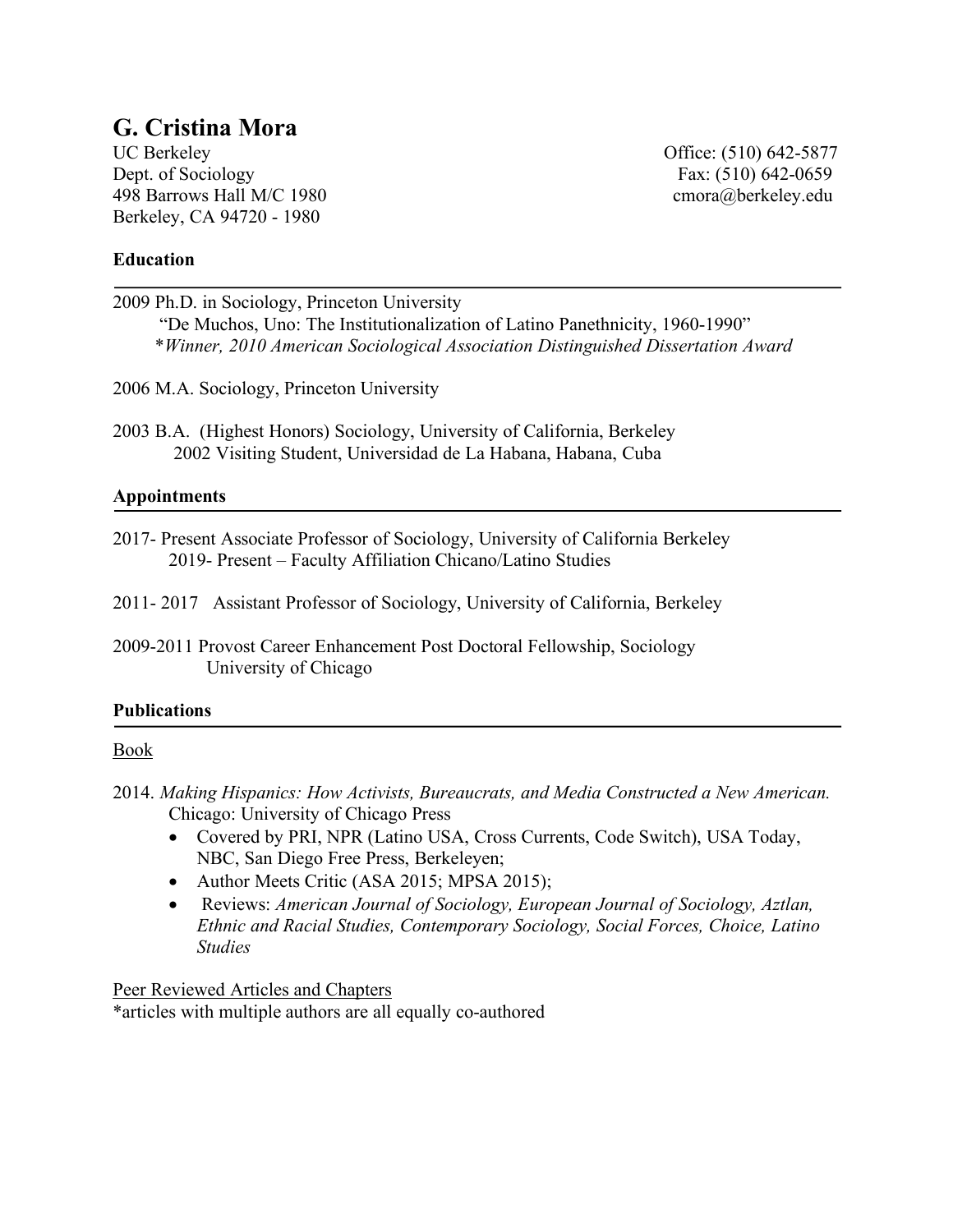# G. Cristina Mora

UC Berkeley
Dept. of Sociology
498 Barrows Hall M/C 1980
Berkeley, CA 94720 - 1980

Office: (510) 642-5877
Fax: (510) 642-0659
cmora@berkeley.edu

## Education

2009 Ph.D. in Sociology, Princeton University
"De Muchos, Uno: The Institutionalization of Latino Panethnicity, 1960-1990"
**Winner, 2010 American Sociological Association Distinguished Dissertation Award*

2006 M.A. Sociology, Princeton University

2003 B.A. (Highest Honors) Sociology, University of California, Berkeley
2002 Visiting Student, Universidad de La Habana, Habana, Cuba

## Appointments

2017- Present Associate Professor of Sociology, University of California Berkeley
2019- Present – Faculty Affiliation Chicano/Latino Studies

2011- 2017 Assistant Professor of Sociology, University of California, Berkeley

2009-2011 Provost Career Enhancement Post Doctoral Fellowship, Sociology
University of Chicago

## Publications

### Book

2014. *Making Hispanics: How Activists, Bureaucrats, and Media Constructed a New American.* Chicago: University of Chicago Press

- Covered by PRI, NPR (Latino USA, Cross Currents, Code Switch), USA Today, NBC, San Diego Free Press, Berkeleyen;
- Author Meets Critic (ASA 2015; MPSA 2015);
- Reviews: *American Journal of Sociology, European Journal of Sociology, Aztlan, Ethnic and Racial Studies, Contemporary Sociology, Social Forces, Choice, Latino Studies*

### Peer Reviewed Articles and Chapters

*articles with multiple authors are all equally co-authored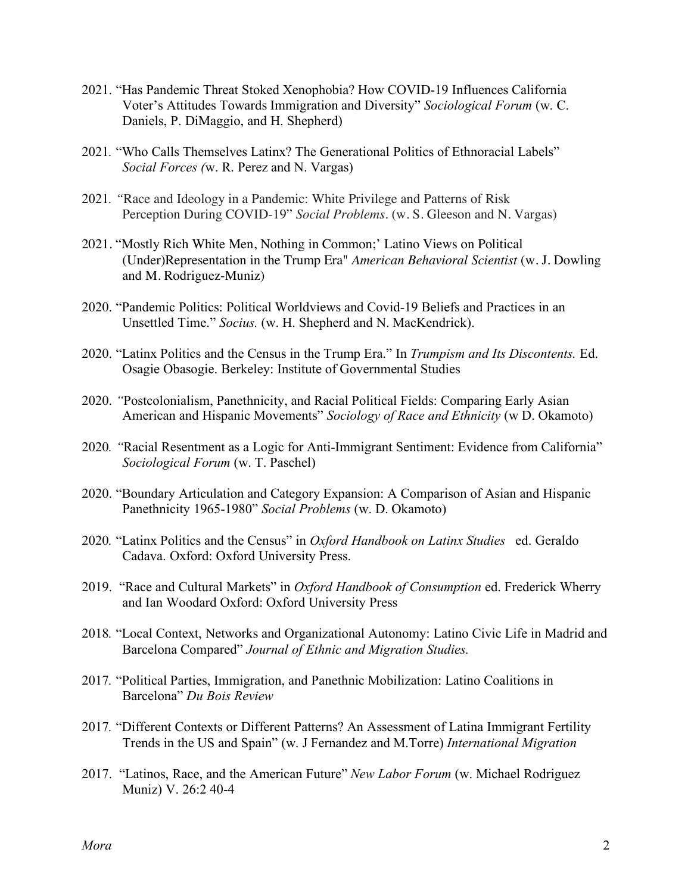2021. "Has Pandemic Threat Stoked Xenophobia? How COVID-19 Influences California Voter's Attitudes Towards Immigration and Diversity" *Sociological Forum* (w. C. Daniels, P. DiMaggio, and H. Shepherd)

2021. "Who Calls Themselves Latinx? The Generational Politics of Ethnoracial Labels" *Social Forces (*w. R. Perez and N. Vargas)

2021. "Race and Ideology in a Pandemic: White Privilege and Patterns of Risk Perception During COVID-19" *Social Problems*. (w. S. Gleeson and N. Vargas)

2021. "Mostly Rich White Men, Nothing in Common;' Latino Views on Political (Under)Representation in the Trump Era" *American Behavioral Scientist* (w. J. Dowling and M. Rodriguez-Muniz)

2020. "Pandemic Politics: Political Worldviews and Covid-19 Beliefs and Practices in an Unsettled Time." *Socius.* (w. H. Shepherd and N. MacKendrick).

2020. "Latinx Politics and the Census in the Trump Era." In *Trumpism and Its Discontents.* Ed. Osagie Obasogie. Berkeley: Institute of Governmental Studies

2020. "Postcolonialism, Panethnicity, and Racial Political Fields: Comparing Early Asian American and Hispanic Movements" *Sociology of Race and Ethnicity* (w D. Okamoto)

2020. "Racial Resentment as a Logic for Anti-Immigrant Sentiment: Evidence from California" *Sociological Forum* (w. T. Paschel)

2020. "Boundary Articulation and Category Expansion: A Comparison of Asian and Hispanic Panethnicity 1965-1980" *Social Problems* (w. D. Okamoto)

2020. "Latinx Politics and the Census" in *Oxford Handbook on Latinx Studies* ed. Geraldo Cadava. Oxford: Oxford University Press.

2019. "Race and Cultural Markets" in *Oxford Handbook of Consumption* ed. Frederick Wherry and Ian Woodard Oxford: Oxford University Press

2018. "Local Context, Networks and Organizational Autonomy: Latino Civic Life in Madrid and Barcelona Compared" *Journal of Ethnic and Migration Studies.*

2017. "Political Parties, Immigration, and Panethnic Mobilization: Latino Coalitions in Barcelona" *Du Bois Review*

2017. "Different Contexts or Different Patterns? An Assessment of Latina Immigrant Fertility Trends in the US and Spain" (w. J Fernandez and M.Torre) *International Migration*

2017. "Latinos, Race, and the American Future" *New Labor Forum* (w. Michael Rodriguez Muniz) V. 26:2 40-4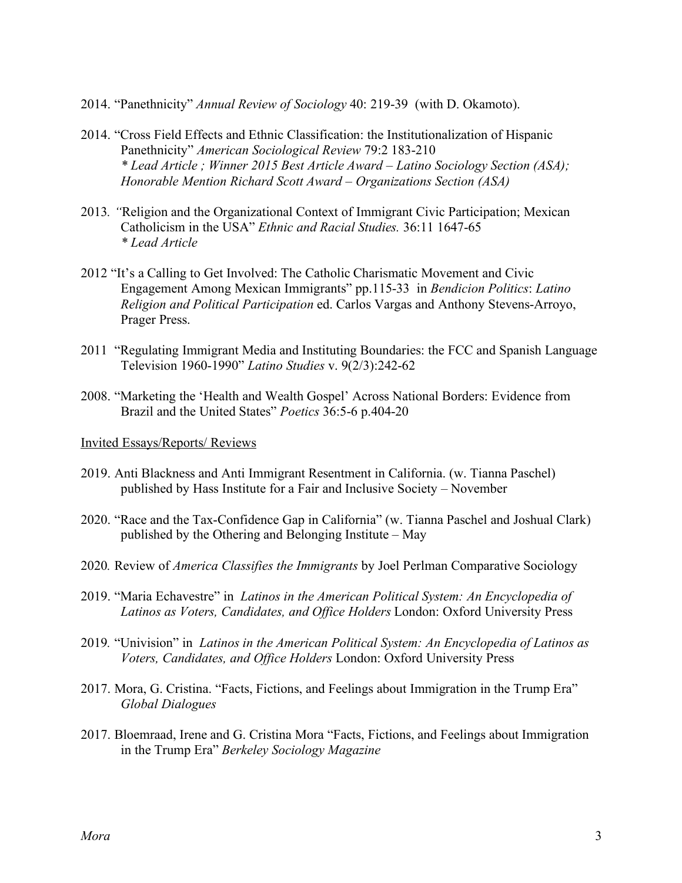2014. "Panethnicity" *Annual Review of Sociology* 40: 219-39 (with D. Okamoto).

2014. "Cross Field Effects and Ethnic Classification: the Institutionalization of Hispanic Panethnicity" *American Sociological Review* 79:2 183-210
*\* Lead Article ; Winner 2015 Best Article Award – Latino Sociology Section (ASA); Honorable Mention Richard Scott Award – Organizations Section (ASA)*

2013. *"*Religion and the Organizational Context of Immigrant Civic Participation; Mexican Catholicism in the USA" *Ethnic and Racial Studies.* 36:11 1647-65
*\* Lead Article*

2012 "It's a Calling to Get Involved: The Catholic Charismatic Movement and Civic Engagement Among Mexican Immigrants" pp.115-33 in *Bendicion Politics*: *Latino Religion and Political Participation* ed. Carlos Vargas and Anthony Stevens-Arroyo, Prager Press.

2011 "Regulating Immigrant Media and Instituting Boundaries: the FCC and Spanish Language Television 1960-1990" *Latino Studies* v. 9(2/3):242-62

2008. "Marketing the 'Health and Wealth Gospel' Across National Borders: Evidence from Brazil and the United States" *Poetics* 36:5-6 p.404-20

Invited Essays/Reports/ Reviews

2019. Anti Blackness and Anti Immigrant Resentment in California. (w. Tianna Paschel) published by Hass Institute for a Fair and Inclusive Society – November

2020. "Race and the Tax-Confidence Gap in California" (w. Tianna Paschel and Joshual Clark) published by the Othering and Belonging Institute – May

2020*.* Review of *America Classifies the Immigrants* by Joel Perlman Comparative Sociology

2019. "Maria Echavestre" in *Latinos in the American Political System: An Encyclopedia of Latinos as Voters, Candidates, and Office Holders* London: Oxford University Press

2019*.* "Univision" in *Latinos in the American Political System: An Encyclopedia of Latinos as Voters, Candidates, and Office Holders* London: Oxford University Press

2017. Mora, G. Cristina. "Facts, Fictions, and Feelings about Immigration in the Trump Era" *Global Dialogues*

2017. Bloemraad, Irene and G. Cristina Mora "Facts, Fictions, and Feelings about Immigration in the Trump Era" *Berkeley Sociology Magazine*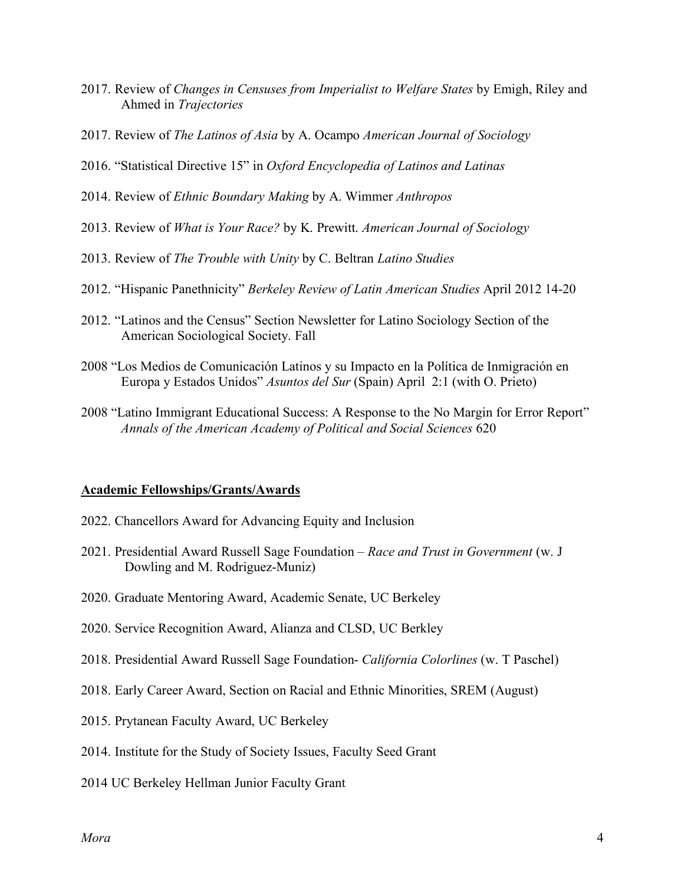2017. Review of *Changes in Censuses from Imperialist to Welfare States* by Emigh, Riley and Ahmed in *Trajectories*

2017. Review of *The Latinos of Asia* by A. Ocampo *American Journal of Sociology*

2016. "Statistical Directive 15" in *Oxford Encyclopedia of Latinos and Latinas*

2014. Review of *Ethnic Boundary Making* by A. Wimmer *Anthropos*

2013. Review of *What is Your Race?* by K. Prewitt. *American Journal of Sociology*

2013. Review of *The Trouble with Unity* by C. Beltran *Latino Studies*

2012. "Hispanic Panethnicity" *Berkeley Review of Latin American Studies* April 2012 14-20

2012. "Latinos and the Census" Section Newsletter for Latino Sociology Section of the American Sociological Society. Fall

2008 "Los Medios de Comunicación Latinos y su Impacto en la Política de Inmigración en Europa y Estados Unidos" *Asuntos del Sur* (Spain) April 2:1 (with O. Prieto)

2008 "Latino Immigrant Educational Success: A Response to the No Margin for Error Report" *Annals of the American Academy of Political and Social Sciences* 620

**Academic Fellowships/Grants/Awards**

2022. Chancellors Award for Advancing Equity and Inclusion

2021. Presidential Award Russell Sage Foundation – *Race and Trust in Government* (w. J Dowling and M. Rodriguez-Muniz)

2020. Graduate Mentoring Award, Academic Senate, UC Berkeley

2020. Service Recognition Award, Alianza and CLSD, UC Berkley

2018. Presidential Award Russell Sage Foundation- *California Colorlines* (w. T Paschel)

2018. Early Career Award, Section on Racial and Ethnic Minorities, SREM (August)

2015. Prytanean Faculty Award, UC Berkeley

2014. Institute for the Study of Society Issues, Faculty Seed Grant

2014 UC Berkeley Hellman Junior Faculty Grant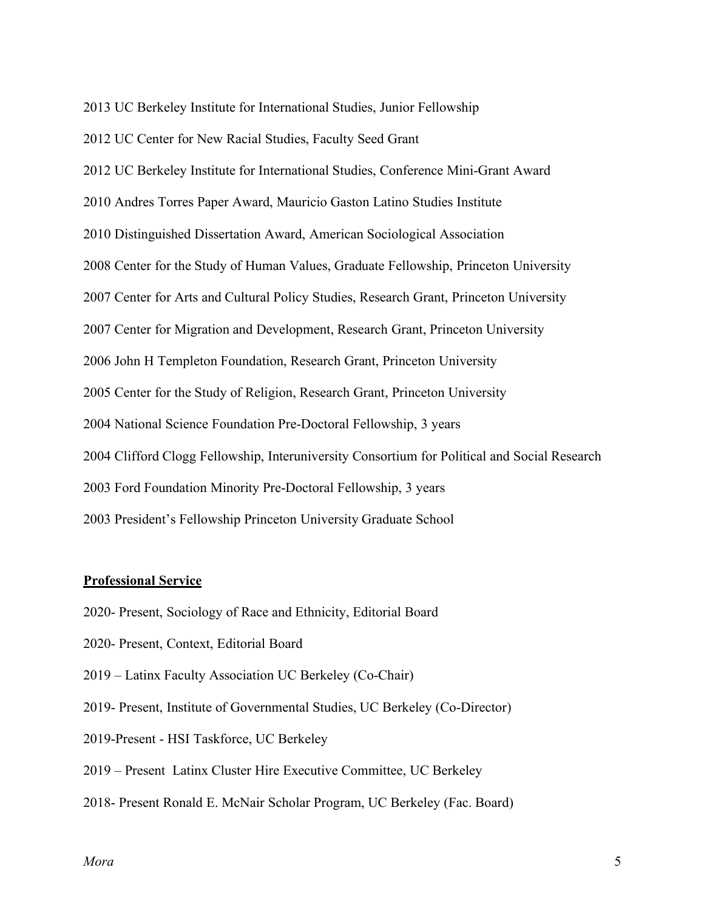2013 UC Berkeley Institute for International Studies, Junior Fellowship

2012 UC Center for New Racial Studies, Faculty Seed Grant

2012 UC Berkeley Institute for International Studies, Conference Mini-Grant Award

2010 Andres Torres Paper Award, Mauricio Gaston Latino Studies Institute

2010 Distinguished Dissertation Award, American Sociological Association

2008 Center for the Study of Human Values, Graduate Fellowship, Princeton University

2007 Center for Arts and Cultural Policy Studies, Research Grant, Princeton University

2007 Center for Migration and Development, Research Grant, Princeton University

2006 John H Templeton Foundation, Research Grant, Princeton University

2005 Center for the Study of Religion, Research Grant, Princeton University

2004 National Science Foundation Pre-Doctoral Fellowship, 3 years

2004 Clifford Clogg Fellowship, Interuniversity Consortium for Political and Social Research

2003 Ford Foundation Minority Pre-Doctoral Fellowship, 3 years

2003 President's Fellowship Princeton University Graduate School

## Professional Service

2020- Present, Sociology of Race and Ethnicity, Editorial Board

2020- Present, Context, Editorial Board

2019 – Latinx Faculty Association UC Berkeley (Co-Chair)

2019- Present, Institute of Governmental Studies, UC Berkeley (Co-Director)

2019-Present - HSI Taskforce, UC Berkeley

2019 – Present Latinx Cluster Hire Executive Committee, UC Berkeley

2018- Present Ronald E. McNair Scholar Program, UC Berkeley (Fac. Board)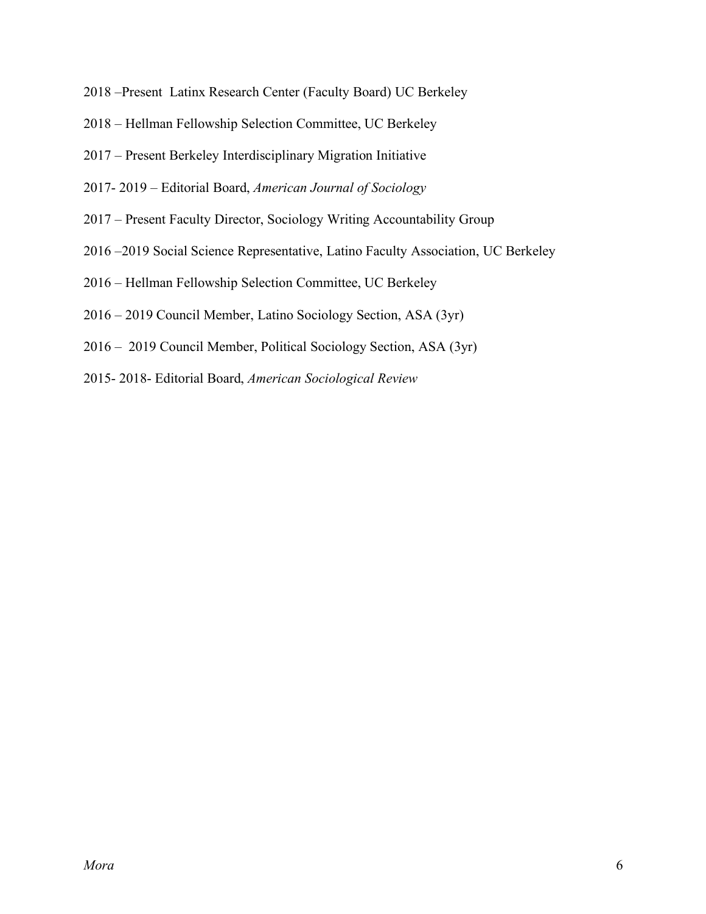2018 –Present Latinx Research Center (Faculty Board) UC Berkeley

2018 – Hellman Fellowship Selection Committee, UC Berkeley

2017 – Present Berkeley Interdisciplinary Migration Initiative

2017- 2019 – Editorial Board, *American Journal of Sociology*

2017 – Present Faculty Director, Sociology Writing Accountability Group

2016 –2019 Social Science Representative, Latino Faculty Association, UC Berkeley

2016 – Hellman Fellowship Selection Committee, UC Berkeley

2016 – 2019 Council Member, Latino Sociology Section, ASA (3yr)

2016 – 2019 Council Member, Political Sociology Section, ASA (3yr)

2015- 2018- Editorial Board, *American Sociological Review*